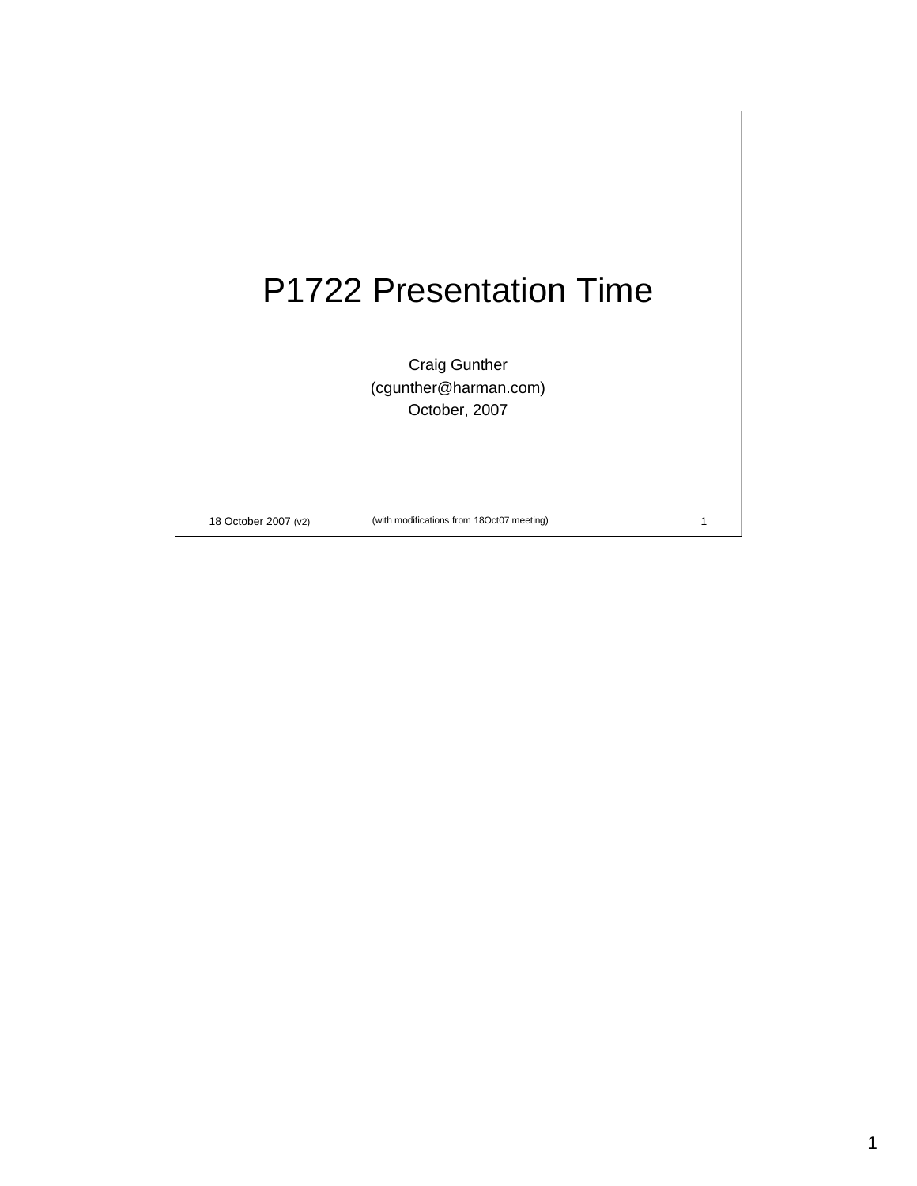# P1722 Presentation Time

Craig Gunther
(cgunther@harman.com)
October, 2007

18 October 2007 (v2) (with modifications from 18Oct07 meeting)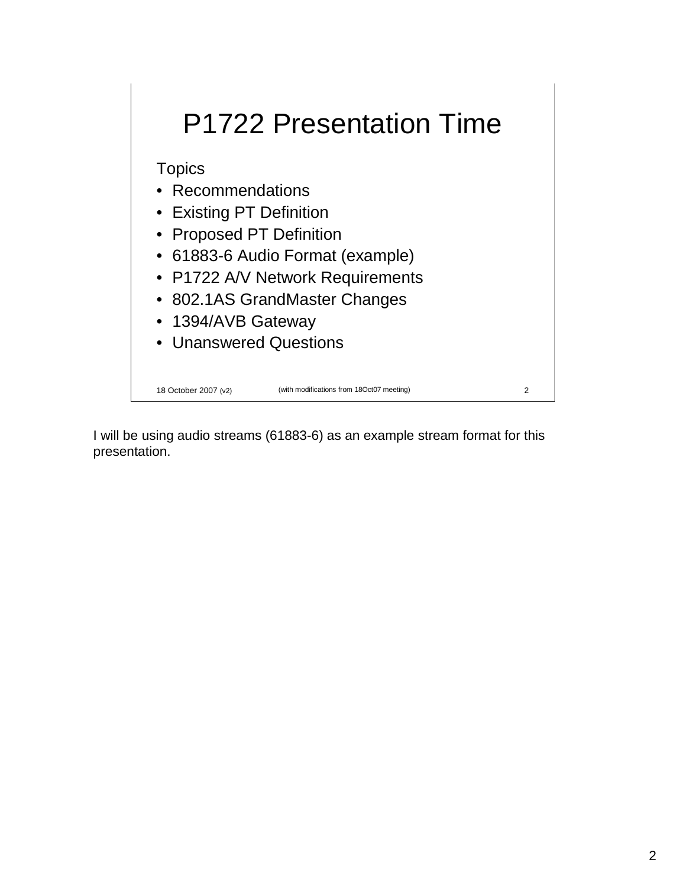# P1722 Presentation Time

Topics

- Recommendations
- Existing PT Definition
- Proposed PT Definition
- 61883-6 Audio Format (example)
- P1722 A/V Network Requirements
- 802.1AS GrandMaster Changes
- 1394/AVB Gateway
- Unanswered Questions

18 October 2007 (v2) (with modifications from 18Oct07 meeting)

I will be using audio streams (61883-6) as an example stream format for this presentation.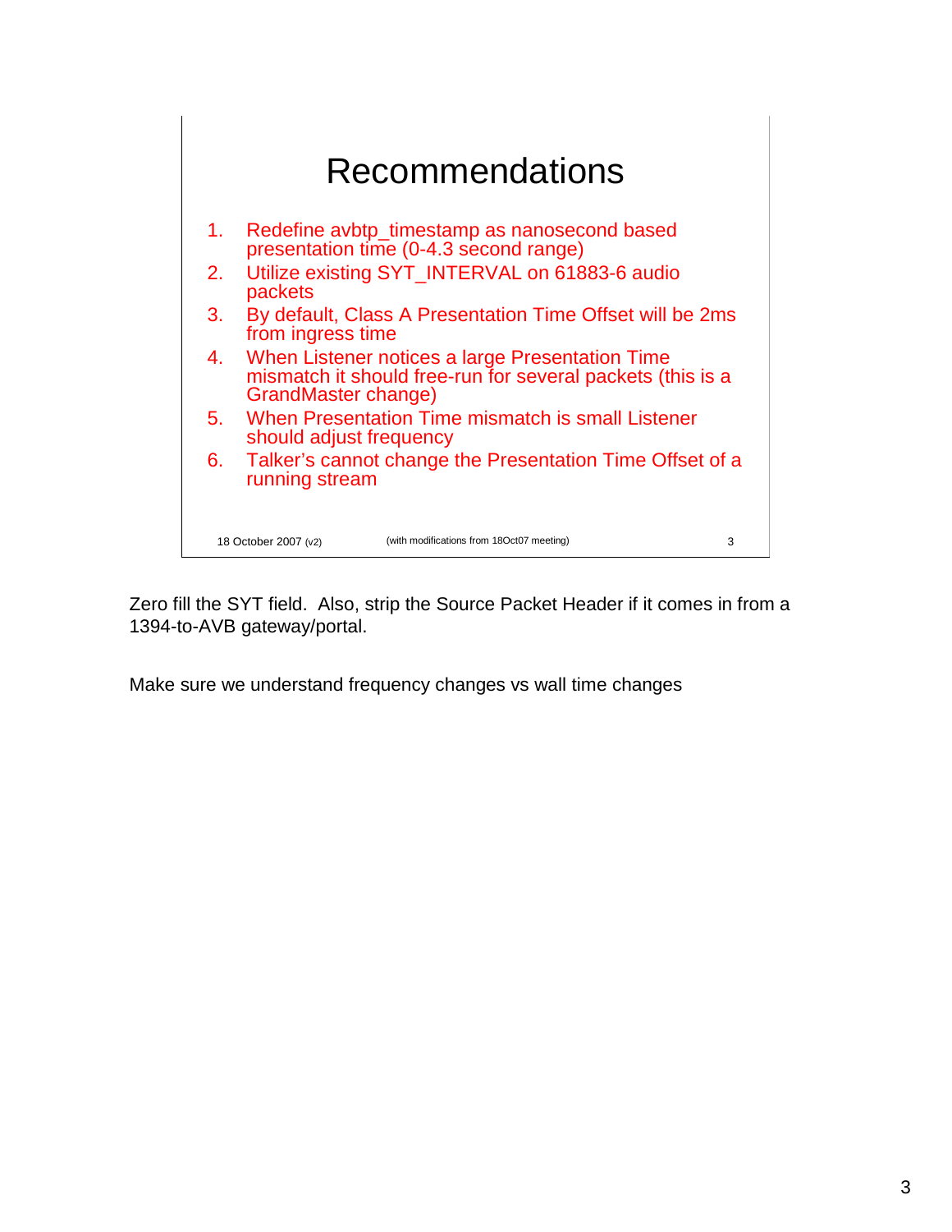# Recommendations

1. Redefine avbtp_timestamp as nanosecond based presentation time (0-4.3 second range)
2. Utilize existing SYT_INTERVAL on 61883-6 audio packets
3. By default, Class A Presentation Time Offset will be 2ms from ingress time
4. When Listener notices a large Presentation Time mismatch it should free-run for several packets (this is a GrandMaster change)
5. When Presentation Time mismatch is small Listener should adjust frequency
6. Talker's cannot change the Presentation Time Offset of a running stream

18 October 2007 (v2) (with modifications from 18Oct07 meeting) 3

Zero fill the SYT field. Also, strip the Source Packet Header if it comes in from a 1394-to-AVB gateway/portal.

Make sure we understand frequency changes vs wall time changes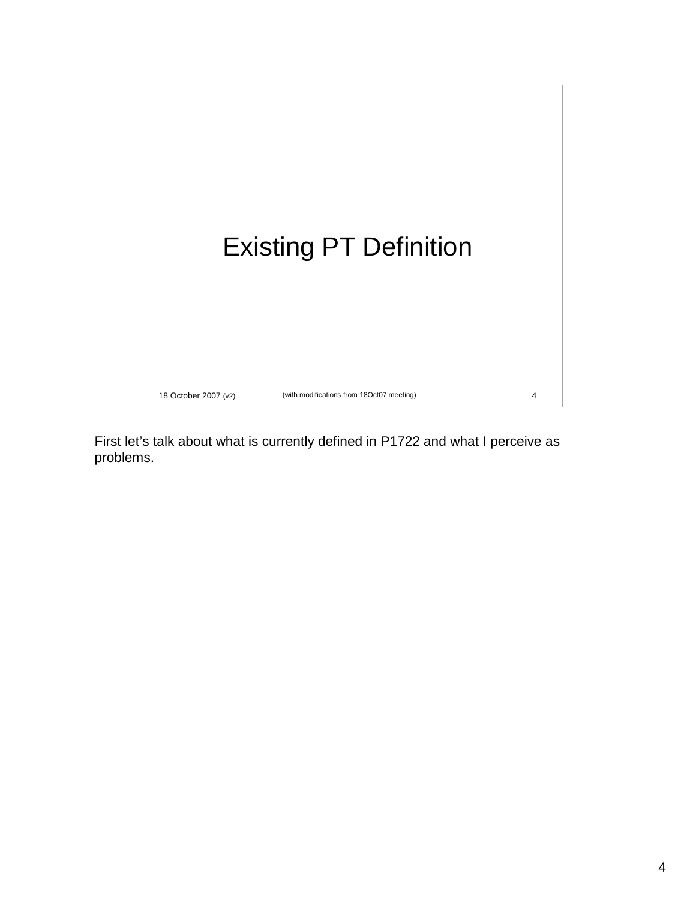# Existing PT Definition

18 October 2007 (v2) (with modifications from 18Oct07 meeting)

First let's talk about what is currently defined in P1722 and what I perceive as problems.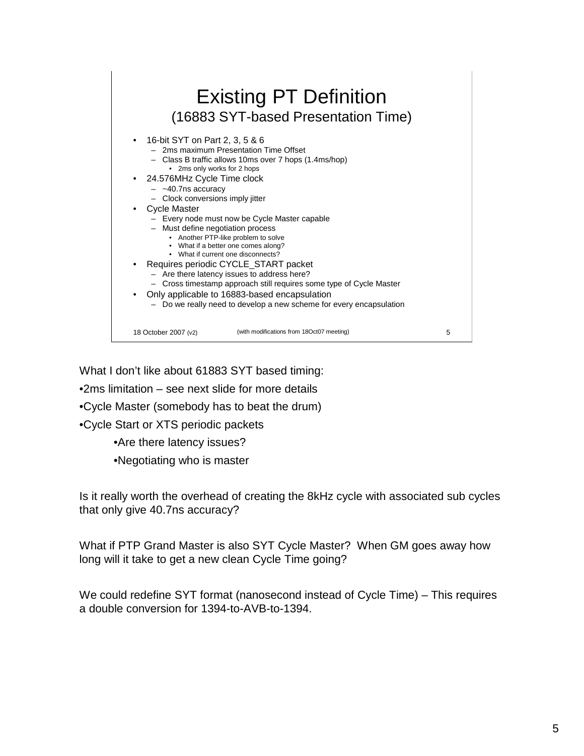# Existing PT Definition

## (16883 SYT-based Presentation Time)

- 16-bit SYT on Part 2, 3, 5 & 6
  - 2ms maximum Presentation Time Offset
  - Class B traffic allows 10ms over 7 hops (1.4ms/hop)
    - 2ms only works for 2 hops
- 24.576MHz Cycle Time clock
  - ~40.7ns accuracy
  - Clock conversions imply jitter
- Cycle Master
  - Every node must now be Cycle Master capable
  - Must define negotiation process
    - Another PTP-like problem to solve
    - What if a better one comes along?
    - What if current one disconnects?
- Requires periodic CYCLE_START packet
  - Are there latency issues to address here?
  - Cross timestamp approach still requires some type of Cycle Master
- Only applicable to 16883-based encapsulation
  - Do we really need to develop a new scheme for every encapsulation

18 October 2007 (v2) (with modifications from 18Oct07 meeting) 5

What I don't like about 61883 SYT based timing:

- 2ms limitation – see next slide for more details
- Cycle Master (somebody has to beat the drum)
- Cycle Start or XTS periodic packets
  - Are there latency issues?
  - Negotiating who is master

Is it really worth the overhead of creating the 8kHz cycle with associated sub cycles that only give 40.7ns accuracy?

What if PTP Grand Master is also SYT Cycle Master? When GM goes away how long will it take to get a new clean Cycle Time going?

We could redefine SYT format (nanosecond instead of Cycle Time) – This requires a double conversion for 1394-to-AVB-to-1394.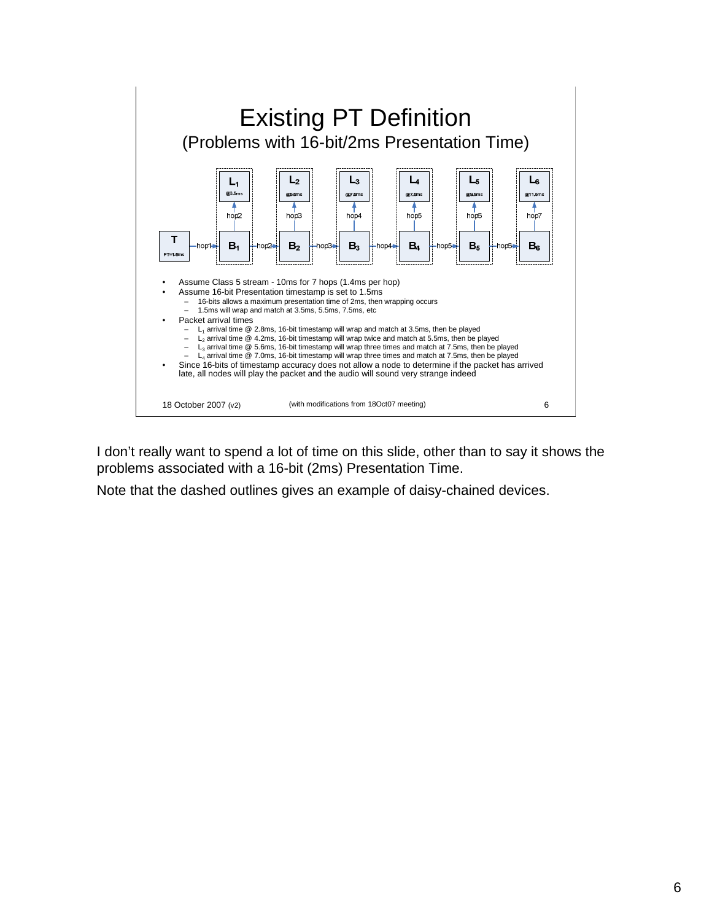# Existing PT Definition

## (Problems with 16-bit/2ms Presentation Time)

- Assume Class 5 stream - 10ms for 7 hops (1.4ms per hop)
- Assume 16-bit Presentation timestamp is set to 1.5ms
  - 16-bits allows a maximum presentation time of 2ms, then wrapping occurs
  - 1.5ms will wrap and match at 3.5ms, 5.5ms, 7.5ms, etc
- Packet arrival times
  - $L_1$ arrival time @ 2.8ms, 16-bit timestamp will wrap and match at 3.5ms, then be played
  - $L_2$ arrival time @ 4.2ms, 16-bit timestamp will wrap twice and match at 5.5ms, then be played
  - $L_3$ arrival time @ 5.6ms, 16-bit timestamp will wrap three times and match at 7.5ms, then be played
  - $L_4$ arrival time @ 7.0ms, 16-bit timestamp will wrap three times and match at 7.5ms, then be played
- Since 16-bits of timestamp accuracy does not allow a node to determine if the packet has arrived late, all nodes will play the packet and the audio will sound very strange indeed

18 October 2007 (v2) (with modifications from 18Oct07 meeting)

I don't really want to spend a lot of time on this slide, other than to say it shows the problems associated with a 16-bit (2ms) Presentation Time.

Note that the dashed outlines gives an example of daisy-chained devices.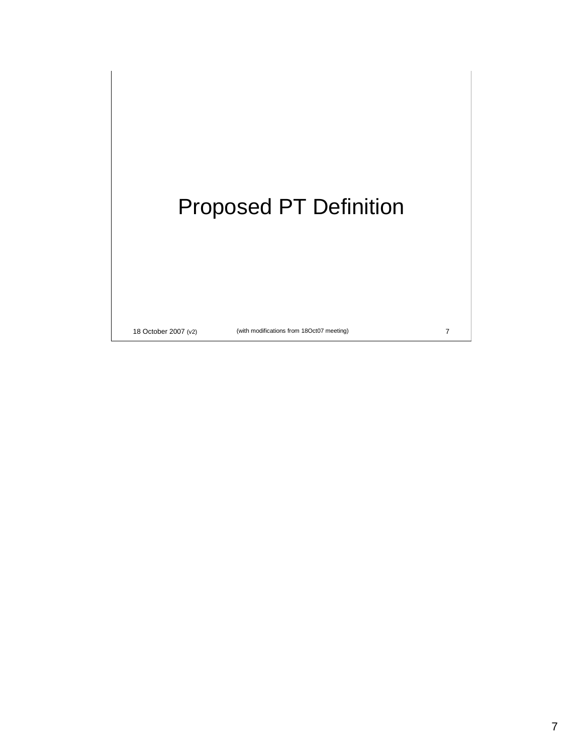# Proposed PT Definition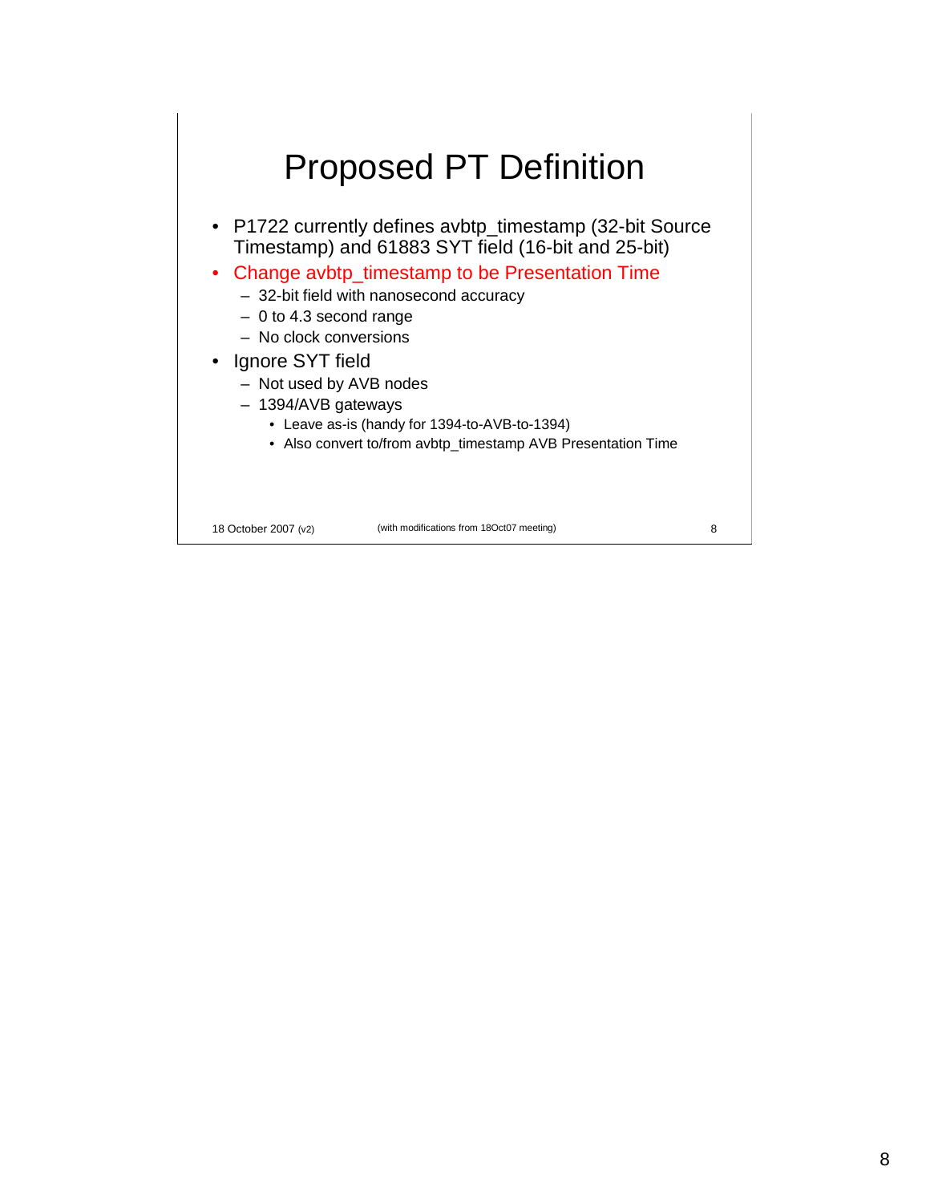# Proposed PT Definition

- P1722 currently defines avbtp_timestamp (32-bit Source Timestamp) and 61883 SYT field (16-bit and 25-bit)
- Change avbtp_timestamp to be Presentation Time
  - 32-bit field with nanosecond accuracy
  - 0 to 4.3 second range
  - No clock conversions
- Ignore SYT field
  - Not used by AVB nodes
  - 1394/AVB gateways
    - Leave as-is (handy for 1394-to-AVB-to-1394)
    - Also convert to/from avbtp_timestamp AVB Presentation Time

18 October 2007 (v2) (with modifications from 18Oct07 meeting)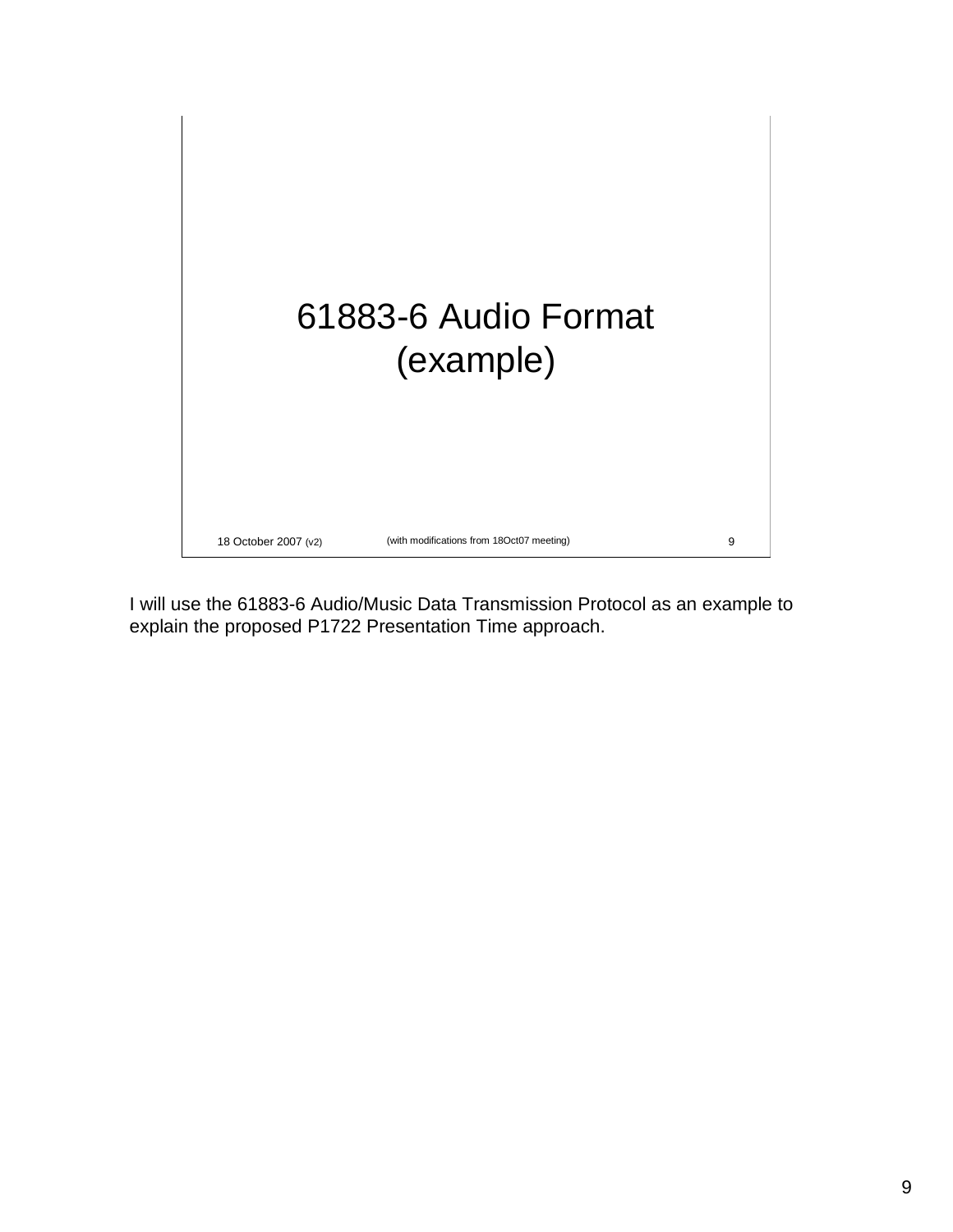# 61883-6 Audio Format (example)

18 October 2007 (v2) (with modifications from 18Oct07 meeting)

I will use the 61883-6 Audio/Music Data Transmission Protocol as an example to explain the proposed P1722 Presentation Time approach.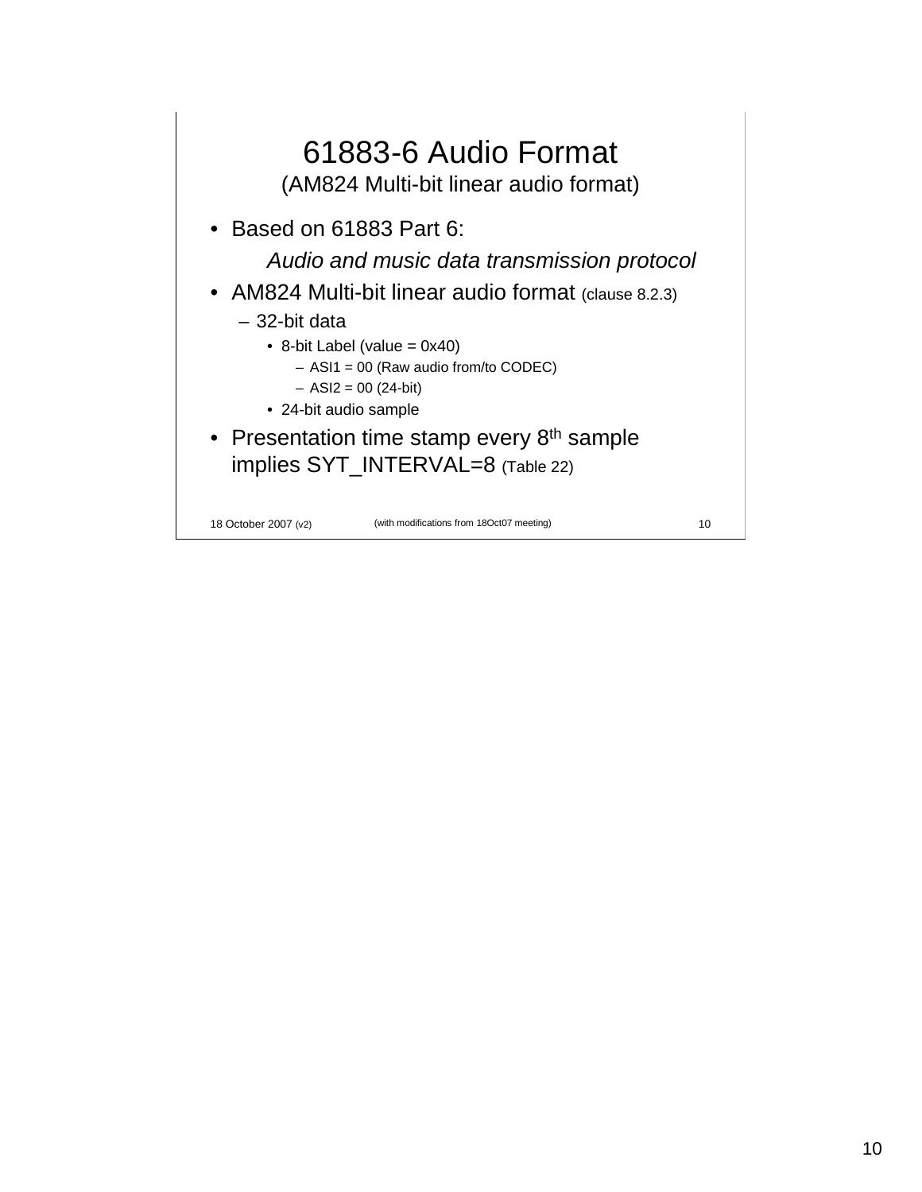# 61883-6 Audio Format

(AM824 Multi-bit linear audio format)

- Based on 61883 Part 6:

  *Audio and music data transmission protocol*
- AM824 Multi-bit linear audio format (clause 8.2.3)
  - 32-bit data
    - 8-bit Label (value = 0x40)
      - ASI1 = 00 (Raw audio from/to CODEC)
      - ASI2 = 00 (24-bit)
    - 24-bit audio sample
- Presentation time stamp every 8th sample implies SYT_INTERVAL=8 (Table 22)

18 October 2007 (v2) (with modifications from 18Oct07 meeting)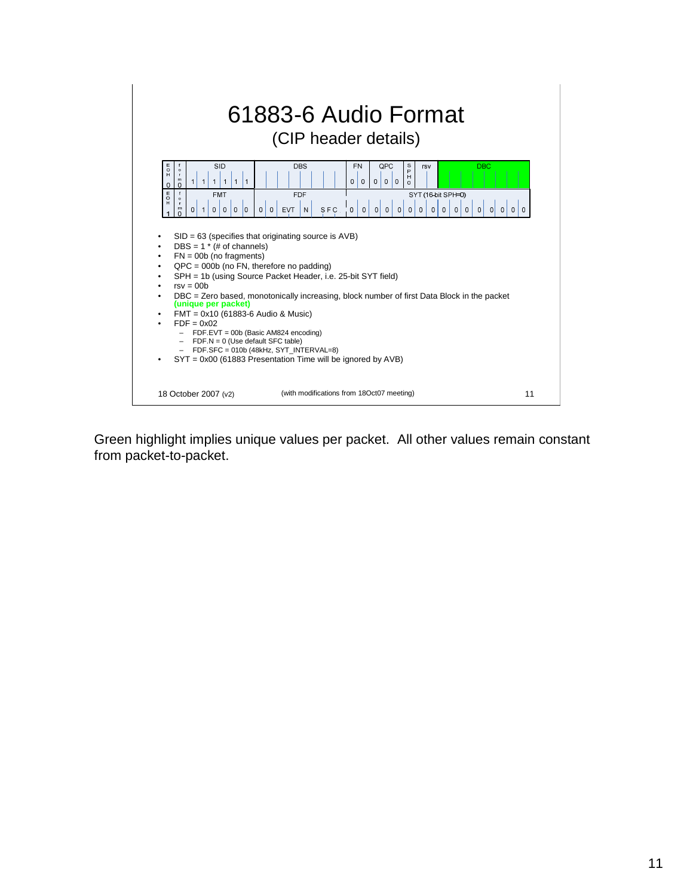# 61883-6 Audio Format

## (CIP header details)

| EOH | form | SID | | | | | | DBS | | | | | | | | FN | | QPC | | | SPH | rsv | | DBC | | | | | | | |
|---|---|---|---|---|---|---|---|---|---|---|---|---|---|---|---|---|---|---|---|---|---|---|---|---|---|---|---|---|---|---|---|
| 0 | 0 | 1 | 1 | 1 | 1 | 1 | 1 | | | | | | | | | 0 | 0 | 0 | 0 | 0 | | | | | | | | | | | |
| EOH | form | FMT | | | | | | FDF | | | | | | | | SYT (16-bit SPH=0) | | | | | | | | | | | | | | | |
| 1 | 0 | 0 | 1 | 0 | 0 | 0 | 0 | 0 | 0 | EVT | | N | SFC | | | 0 | 0 | 0 | 0 | 0 | 0 | 0 | 0 | 0 | 0 | 0 | 0 | 0 | 0 | 0 | 0 |

- SID = 63 (specifies that originating source is AVB)
- DBS = 1 * (# of channels)
- FN = 00b (no fragments)
- QPC = 000b (no FN, therefore no padding)
- SPH = 1b (using Source Packet Header, i.e. 25-bit SYT field)
- rsv = 00b
- DBC = Zero based, monotonically increasing, block number of first Data Block in the packet **(unique per packet)**
- FMT = 0x10 (61883-6 Audio & Music)
- FDF = 0x02
  - FDF.EVT = 00b (Basic AM824 encoding)
  - FDF.N = 0 (Use default SFC table)
  - FDF.SFC = 010b (48kHz, SYT_INTERVAL=8)
- SYT = 0x00 (61883 Presentation Time will be ignored by AVB)

18 October 2007 (v2) (with modifications from 18Oct07 meeting)

Green highlight implies unique values per packet. All other values remain constant from packet-to-packet.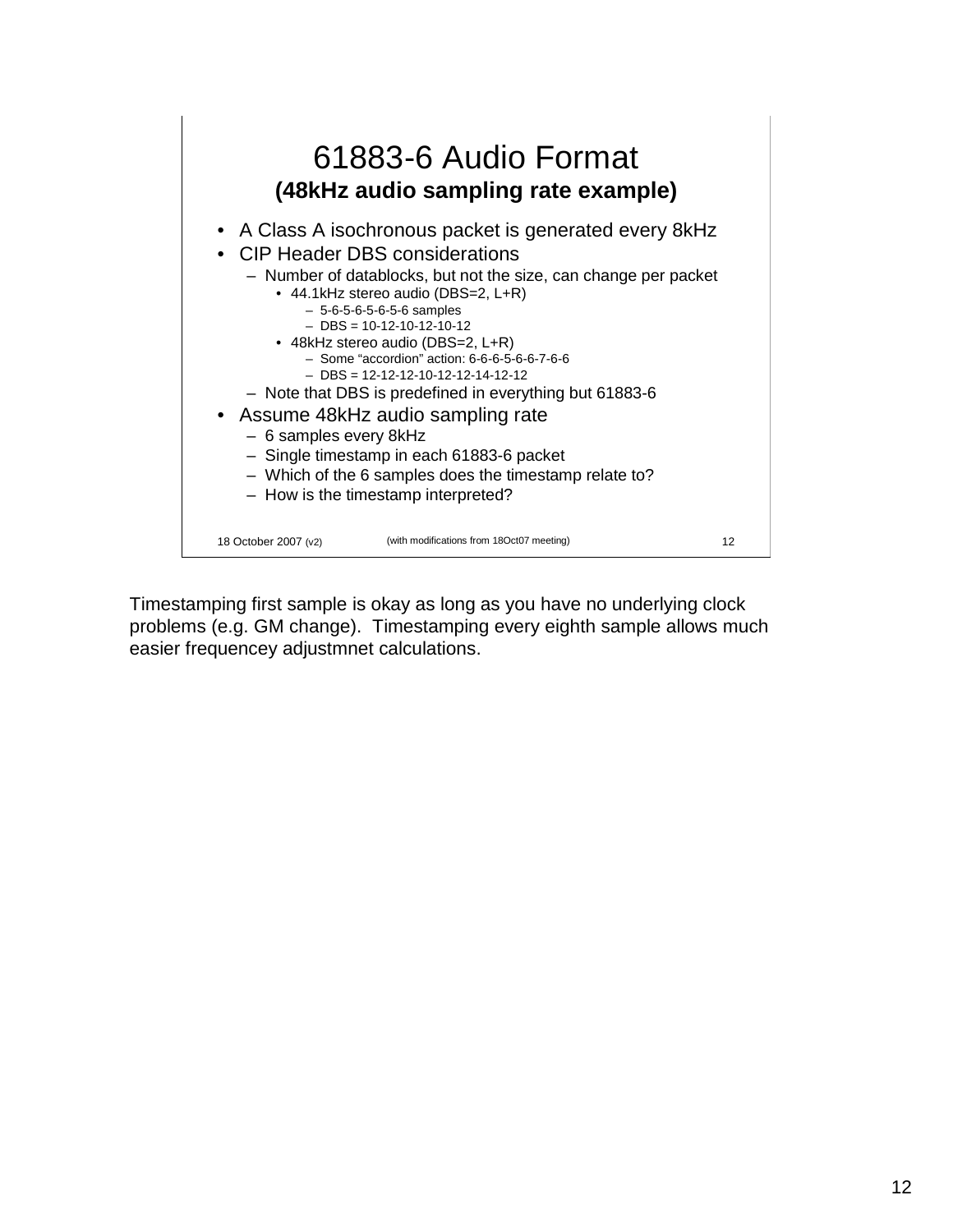# 61883-6 Audio Format

## (48kHz audio sampling rate example)

- A Class A isochronous packet is generated every 8kHz
- CIP Header DBS considerations
  - Number of datablocks, but not the size, can change per packet
    - 44.1kHz stereo audio (DBS=2, L+R)
      - 5-6-5-6-5-6-5-6 samples
      - DBS = 10-12-10-12-10-12
    - 48kHz stereo audio (DBS=2, L+R)
      - Some “accordion” action: 6-6-6-5-6-6-7-6-6
      - DBS = 12-12-12-10-12-12-14-12-12
  - Note that DBS is predefined in everything but 61883-6
- Assume 48kHz audio sampling rate
  - 6 samples every 8kHz
  - Single timestamp in each 61883-6 packet
  - Which of the 6 samples does the timestamp relate to?
  - How is the timestamp interpreted?

18 October 2007 (v2) (with modifications from 18Oct07 meeting)

Timestamping first sample is okay as long as you have no underlying clock problems (e.g. GM change). Timestamping every eighth sample allows much easier frequencey adjustmnet calculations.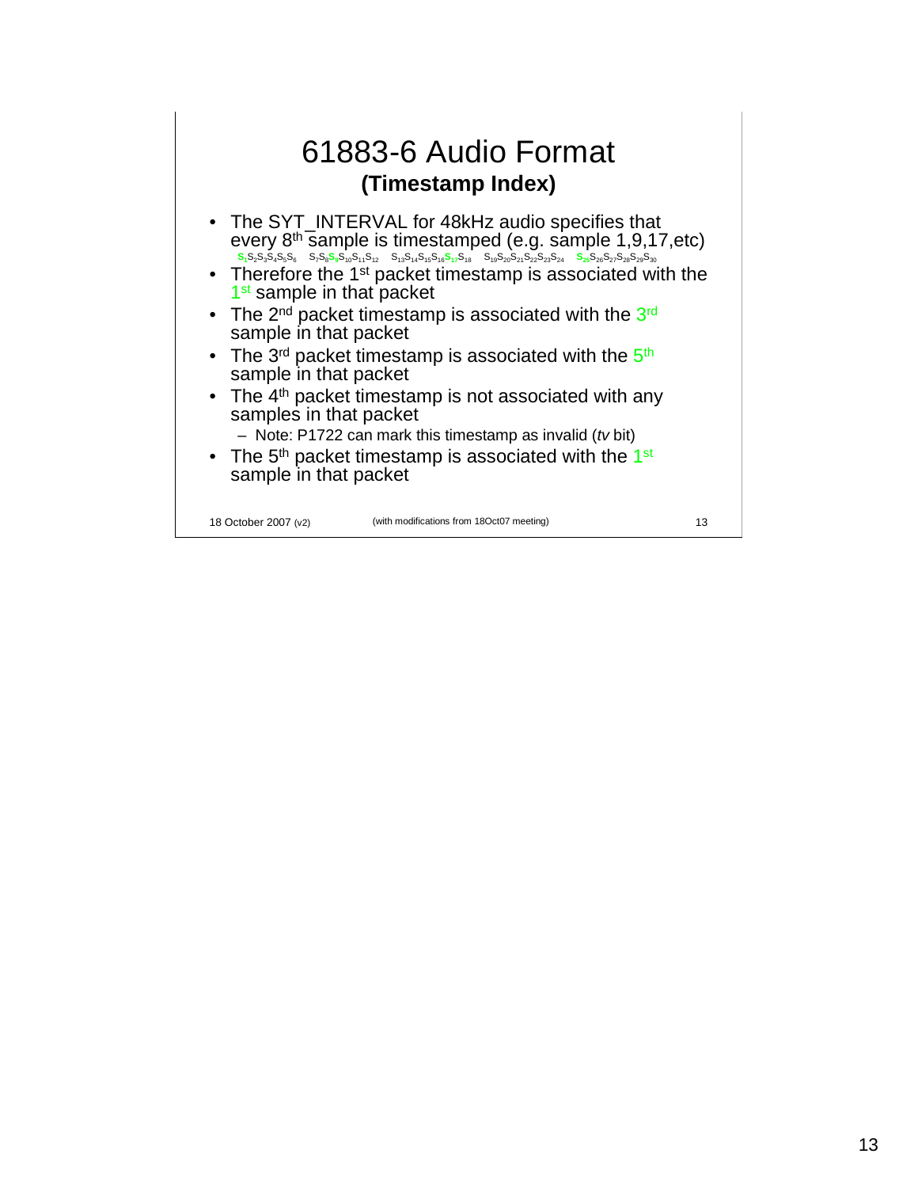# 61883-6 Audio Format

## (Timestamp Index)

- The SYT_INTERVAL for 48kHz audio specifies that every 8[th] sample is timestamped (e.g. sample 1,9,17,etc)

  **$S_1$**$S_2S_3S_4S_5S_6$ $S_7S_8$**$S_9$**$S_{10}S_{11}S_{12}$ $S_{13}S_{14}S_{15}S_{16}$**$S_{17}$**$S_{18}$ $S_{19}S_{20}S_{21}S_{22}S_{23}S_{24}$ **$S_{25}$**$S_{26}S_{27}S_{28}S_{29}S_{30}$

- Therefore the 1[st] packet timestamp is associated with the 1[st] sample in that packet
- The 2[nd] packet timestamp is associated with the 3[rd] sample in that packet
- The 3[rd] packet timestamp is associated with the 5[th] sample in that packet
- The 4[th] packet timestamp is not associated with any samples in that packet
  - Note: P1722 can mark this timestamp as invalid (*tv* bit)
- The 5[th] packet timestamp is associated with the 1[st] sample in that packet

18 October 2007 (v2) (with modifications from 18Oct07 meeting)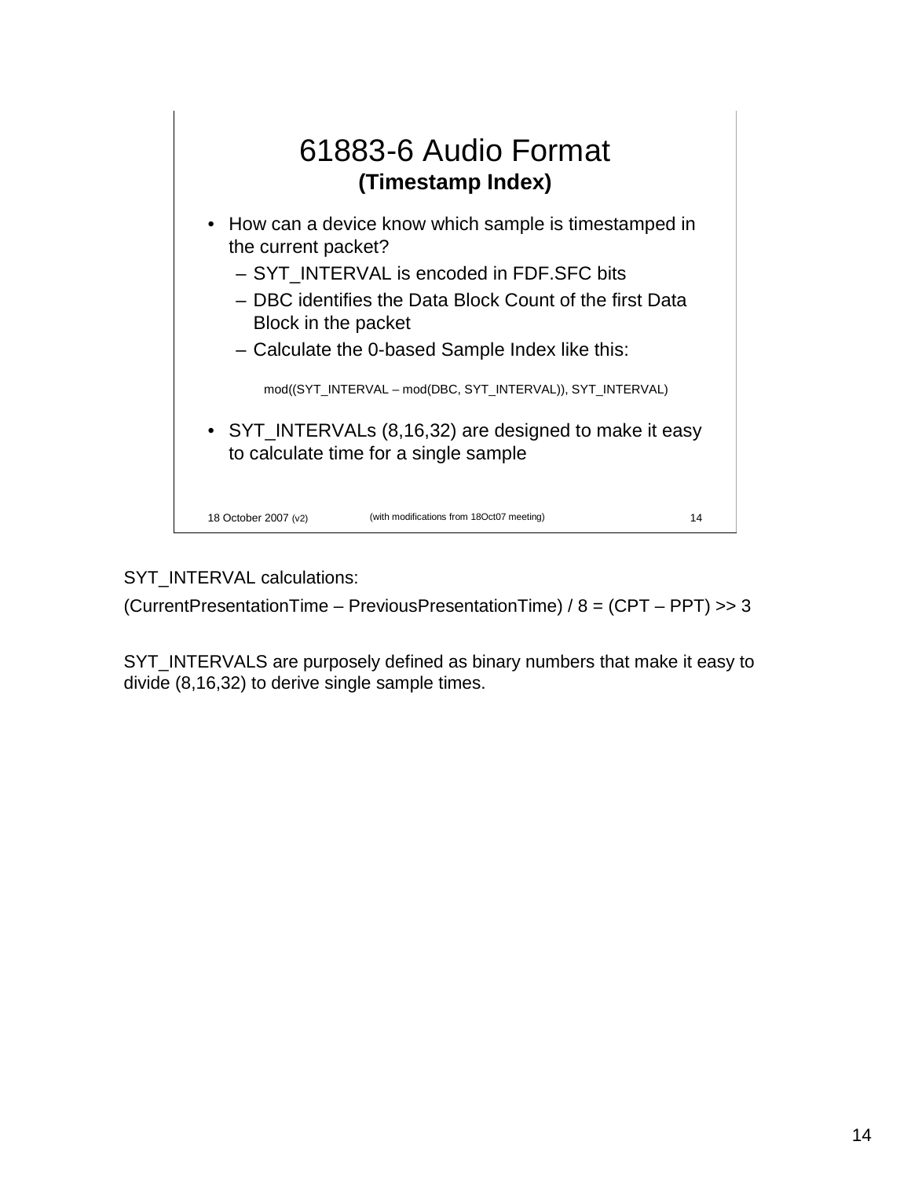# 61883-6 Audio Format
**(Timestamp Index)**

- How can a device know which sample is timestamped in the current packet?
  - SYT_INTERVAL is encoded in FDF.SFC bits
  - DBC identifies the Data Block Count of the first Data Block in the packet
  - Calculate the 0-based Sample Index like this:

    mod((SYT_INTERVAL – mod(DBC, SYT_INTERVAL)), SYT_INTERVAL)

- SYT_INTERVALs (8,16,32) are designed to make it easy to calculate time for a single sample

18 October 2007 (v2) (with modifications from 18Oct07 meeting) 14

SYT_INTERVAL calculations:

(CurrentPresentationTime – PreviousPresentationTime) / 8 = (CPT – PPT) >> 3

SYT_INTERVALS are purposely defined as binary numbers that make it easy to divide (8,16,32) to derive single sample times.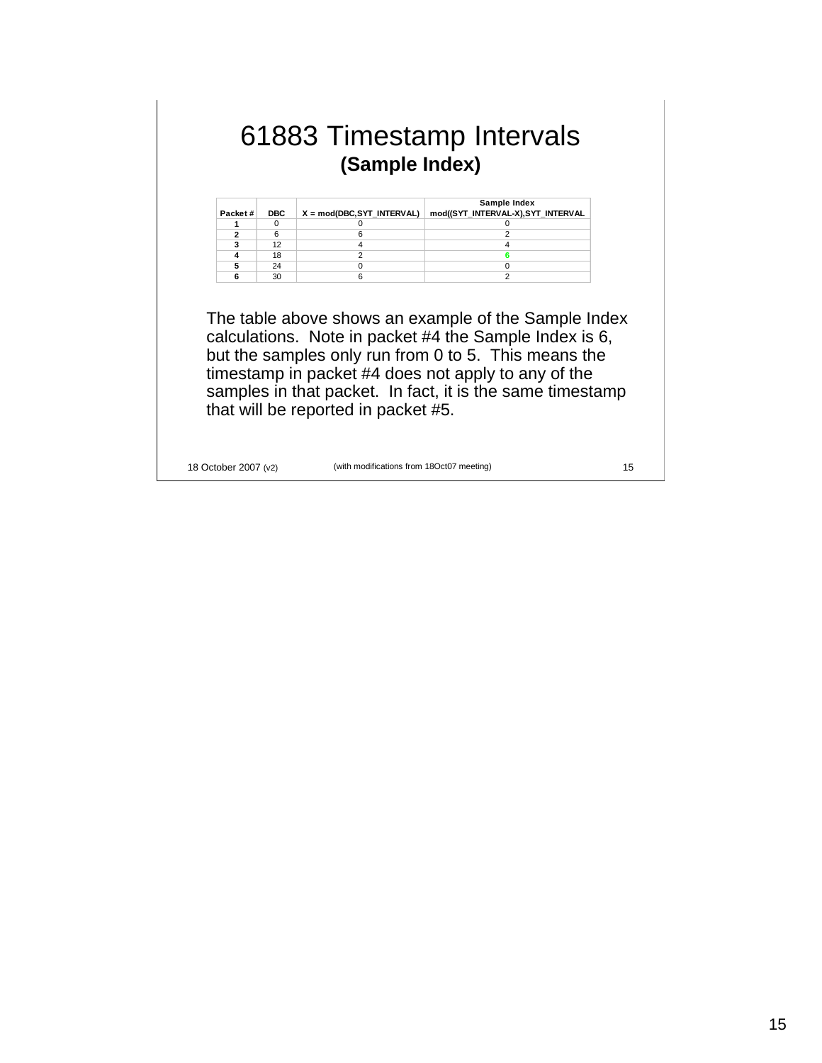# 61883 Timestamp Intervals

## (Sample Index)

| Packet # | DBC | X = mod(DBC,SYT_INTERVAL) | Sample Index mod((SYT_INTERVAL-X),SYT_INTERVAL |
|---|---|---|---|
| 1 | 0 | 0 | 0 |
| 2 | 6 | 6 | 2 |
| 3 | 12 | 4 | 4 |
| 4 | 18 | 2 | 6 |
| 5 | 24 | 0 | 0 |
| 6 | 30 | 6 | 2 |

The table above shows an example of the Sample Index calculations. Note in packet #4 the Sample Index is 6, but the samples only run from 0 to 5. This means the timestamp in packet #4 does not apply to any of the samples in that packet. In fact, it is the same timestamp that will be reported in packet #5.

18 October 2007 (v2) (with modifications from 18Oct07 meeting)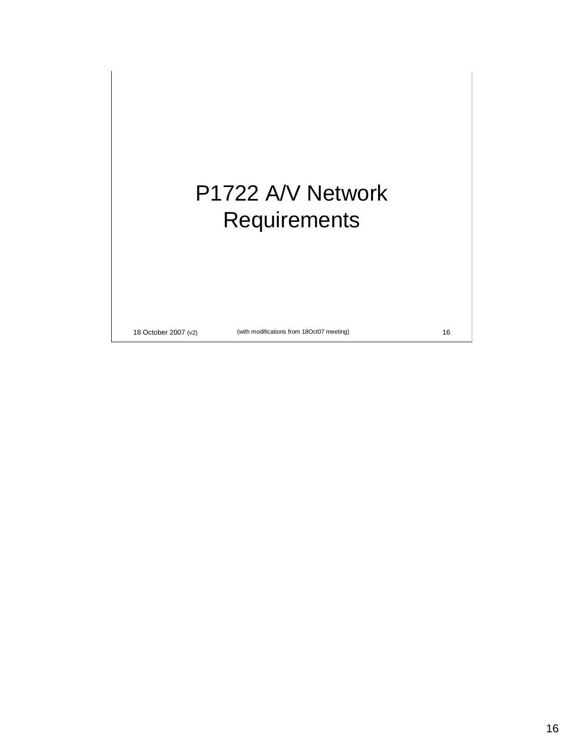# P1722 A/V Network Requirements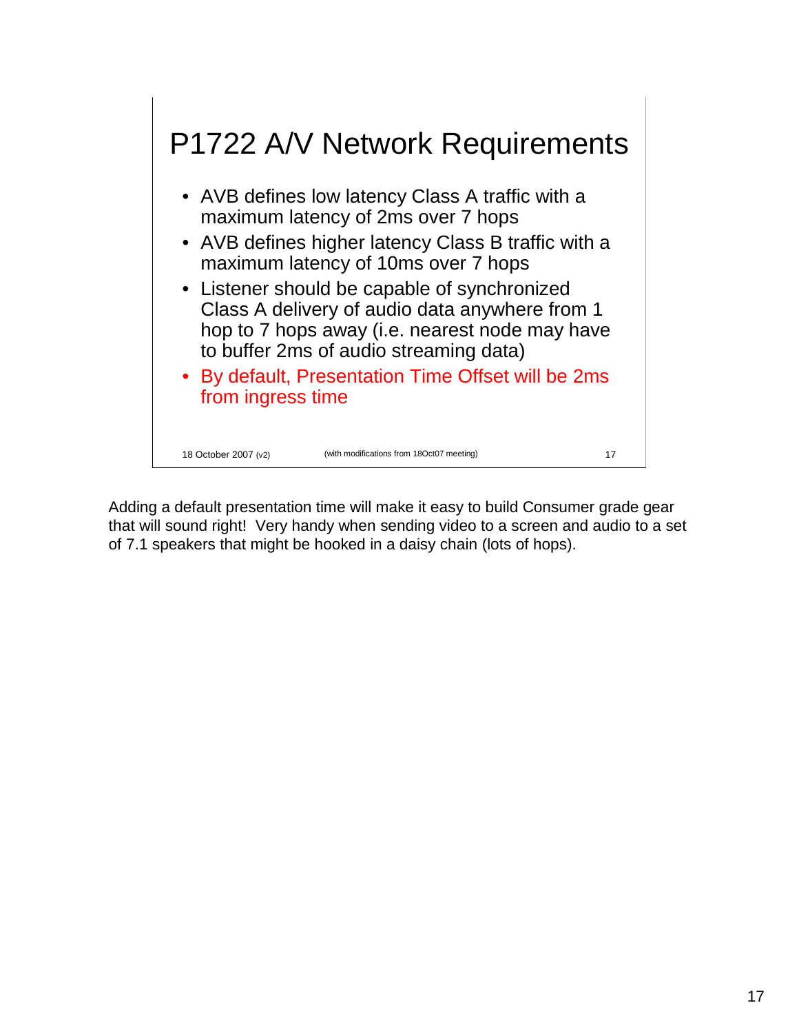# P1722 A/V Network Requirements

- AVB defines low latency Class A traffic with a maximum latency of 2ms over 7 hops
- AVB defines higher latency Class B traffic with a maximum latency of 10ms over 7 hops
- Listener should be capable of synchronized Class A delivery of audio data anywhere from 1 hop to 7 hops away (i.e. nearest node may have to buffer 2ms of audio streaming data)
- By default, Presentation Time Offset will be 2ms from ingress time

18 October 2007 (v2) (with modifications from 18Oct07 meeting)

Adding a default presentation time will make it easy to build Consumer grade gear that will sound right! Very handy when sending video to a screen and audio to a set of 7.1 speakers that might be hooked in a daisy chain (lots of hops).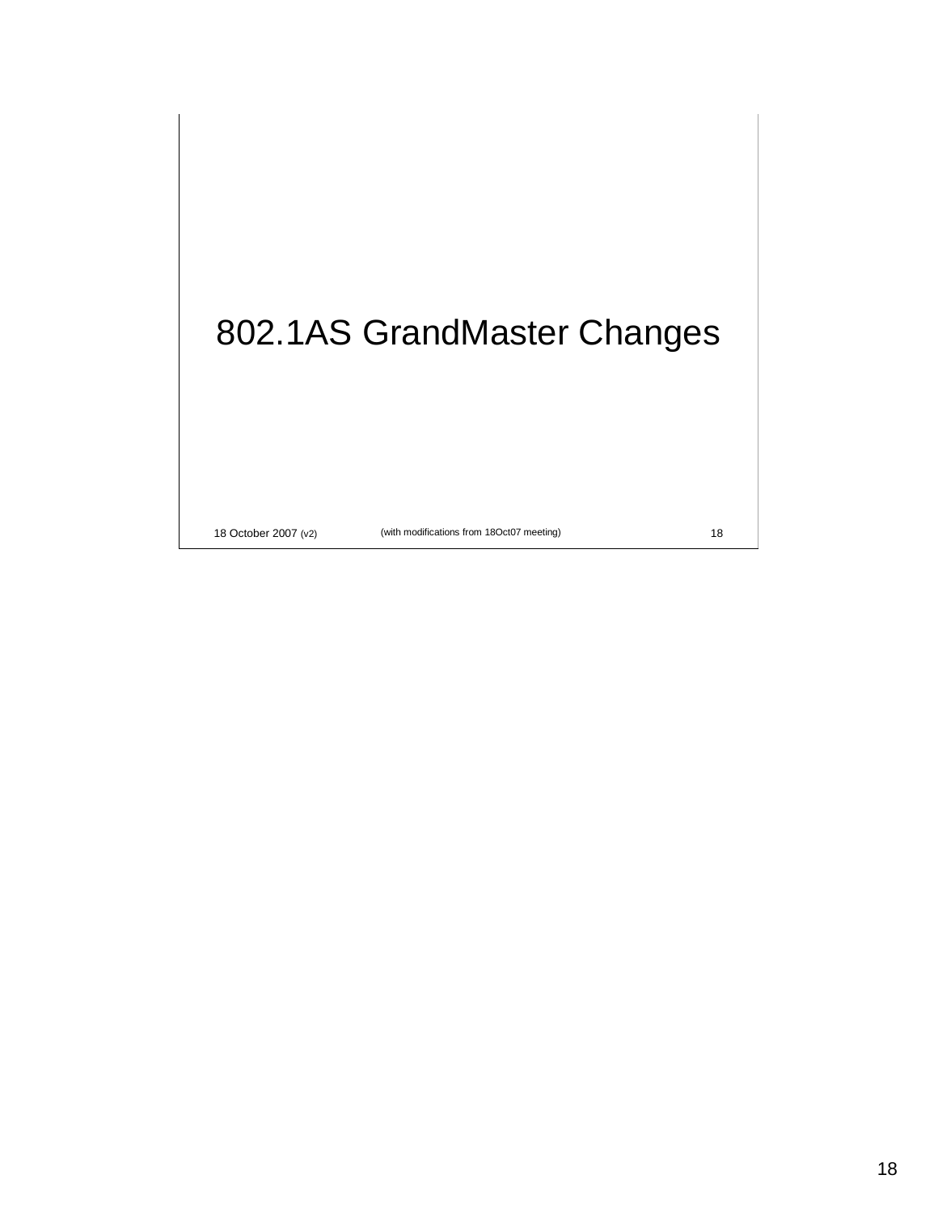# 802.1AS GrandMaster Changes

(with modifications from 18Oct07 meeting)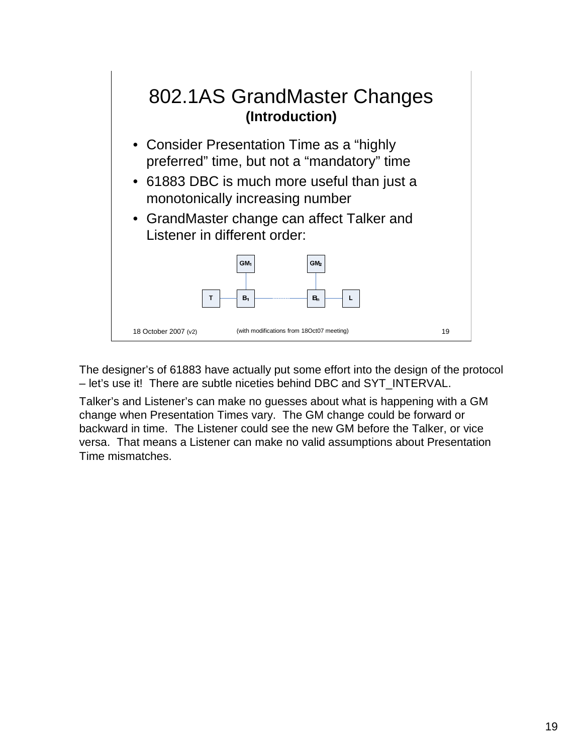# 802.1AS GrandMaster Changes

**(Introduction)**

- Consider Presentation Time as a "highly preferred" time, but not a "mandatory" time
- 61883 DBC is much more useful than just a monotonically increasing number
- GrandMaster change can affect Talker and Listener in different order:

$GM_1$ $GM_2$

T $B_1$ ........ $B_n$ L

18 October 2007 (v2) (with modifications from 18Oct07 meeting)

The designer's of 61883 have actually put some effort into the design of the protocol – let's use it! There are subtle niceties behind DBC and SYT_INTERVAL.

Talker's and Listener's can make no guesses about what is happening with a GM change when Presentation Times vary. The GM change could be forward or backward in time. The Listener could see the new GM before the Talker, or vice versa. That means a Listener can make no valid assumptions about Presentation Time mismatches.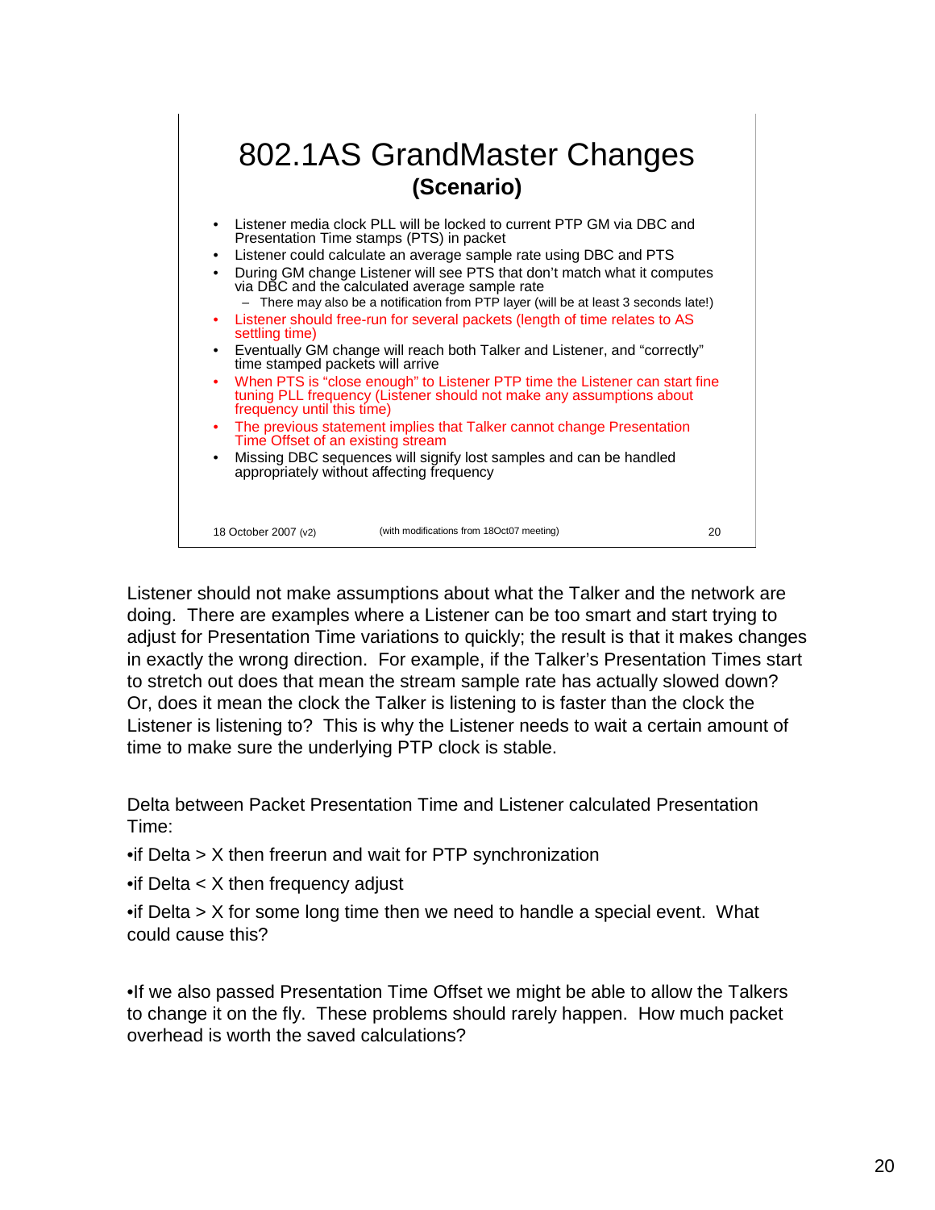# 802.1AS GrandMaster Changes

## (Scenario)

- Listener media clock PLL will be locked to current PTP GM via DBC and Presentation Time stamps (PTS) in packet
- Listener could calculate an average sample rate using DBC and PTS
- During GM change Listener will see PTS that don't match what it computes via DBC and the calculated average sample rate
  - There may also be a notification from PTP layer (will be at least 3 seconds late!)
- Listener should free-run for several packets (length of time relates to AS settling time)
- Eventually GM change will reach both Talker and Listener, and "correctly" time stamped packets will arrive
- When PTS is "close enough" to Listener PTP time the Listener can start fine tuning PLL frequency (Listener should not make any assumptions about frequency until this time)
- The previous statement implies that Talker cannot change Presentation Time Offset of an existing stream
- Missing DBC sequences will signify lost samples and can be handled appropriately without affecting frequency

18 October 2007 (v2) (with modifications from 18Oct07 meeting)

Listener should not make assumptions about what the Talker and the network are doing. There are examples where a Listener can be too smart and start trying to adjust for Presentation Time variations to quickly; the result is that it makes changes in exactly the wrong direction. For example, if the Talker's Presentation Times start to stretch out does that mean the stream sample rate has actually slowed down? Or, does it mean the clock the Talker is listening to is faster than the clock the Listener is listening to? This is why the Listener needs to wait a certain amount of time to make sure the underlying PTP clock is stable.

Delta between Packet Presentation Time and Listener calculated Presentation Time:

- if Delta > X then freerun and wait for PTP synchronization
- if Delta < X then frequency adjust
- if Delta > X for some long time then we need to handle a special event. What could cause this?

- If we also passed Presentation Time Offset we might be able to allow the Talkers to change it on the fly. These problems should rarely happen. How much packet overhead is worth the saved calculations?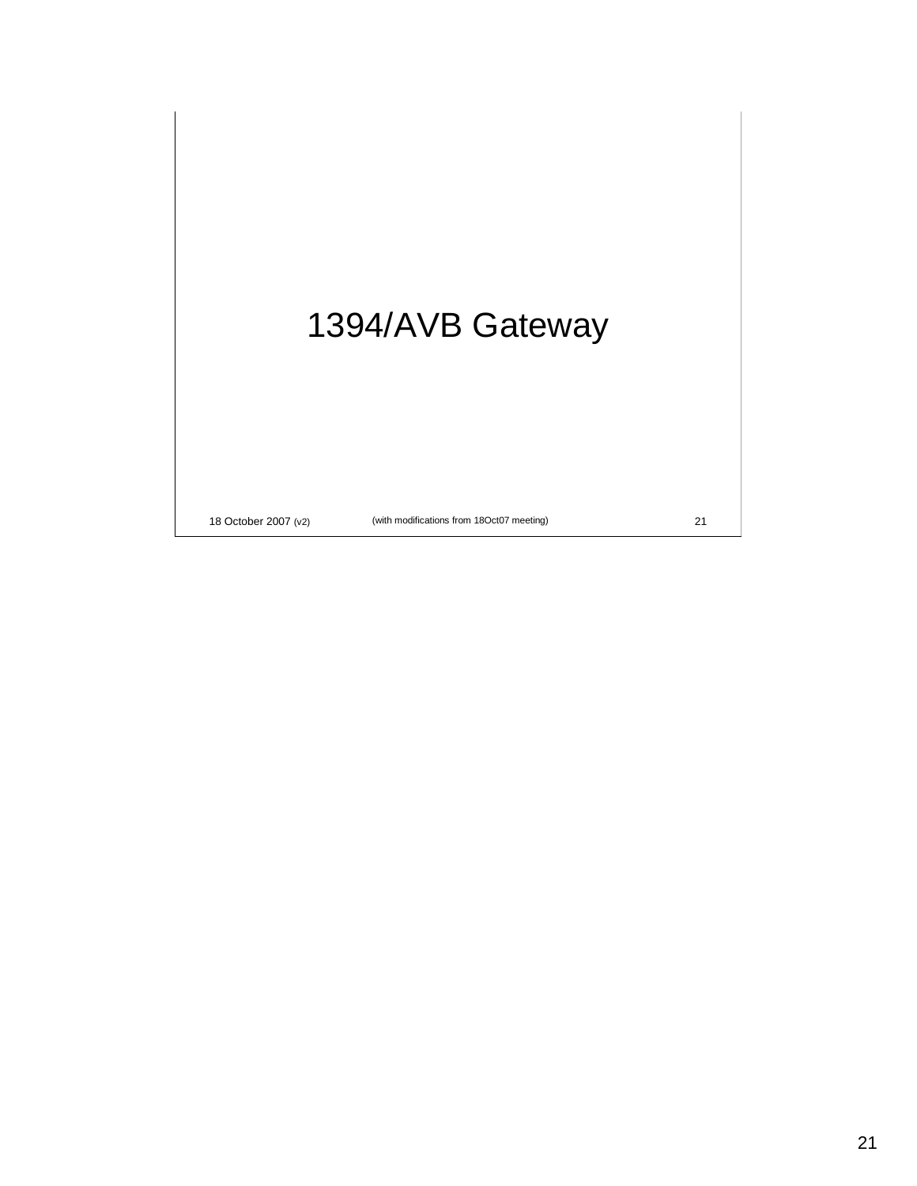# 1394/AVB Gateway

(with modifications from 18Oct07 meeting)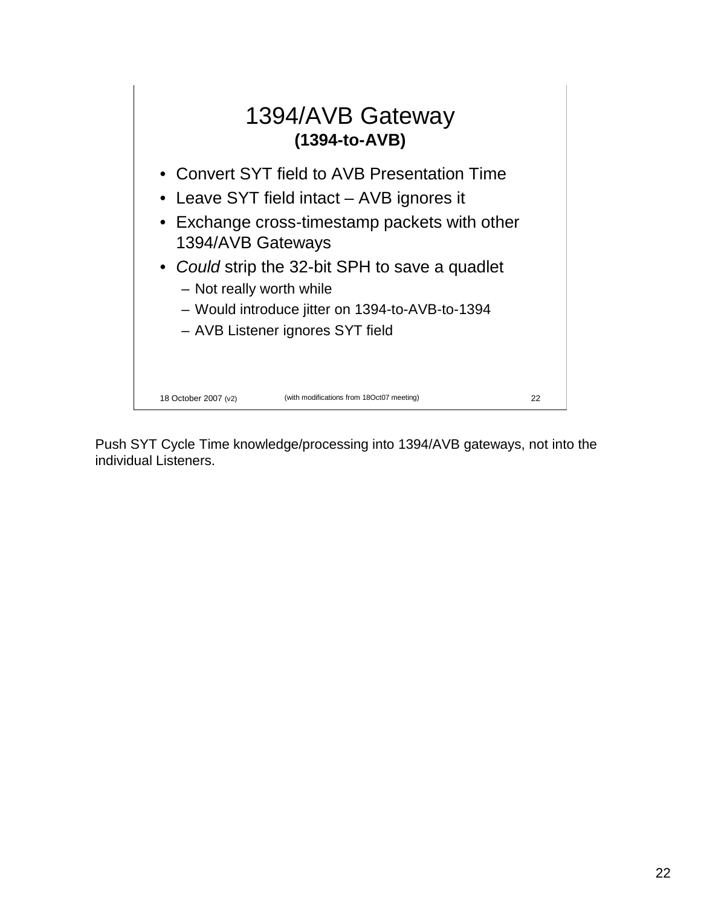# 1394/AVB Gateway

**(1394-to-AVB)**

- Convert SYT field to AVB Presentation Time
- Leave SYT field intact – AVB ignores it
- Exchange cross-timestamp packets with other 1394/AVB Gateways
- *Could* strip the 32-bit SPH to save a quadlet
  - Not really worth while
  - Would introduce jitter on 1394-to-AVB-to-1394
  - AVB Listener ignores SYT field

18 October 2007 (v2) (with modifications from 18Oct07 meeting) 22

Push SYT Cycle Time knowledge/processing into 1394/AVB gateways, not into the individual Listeners.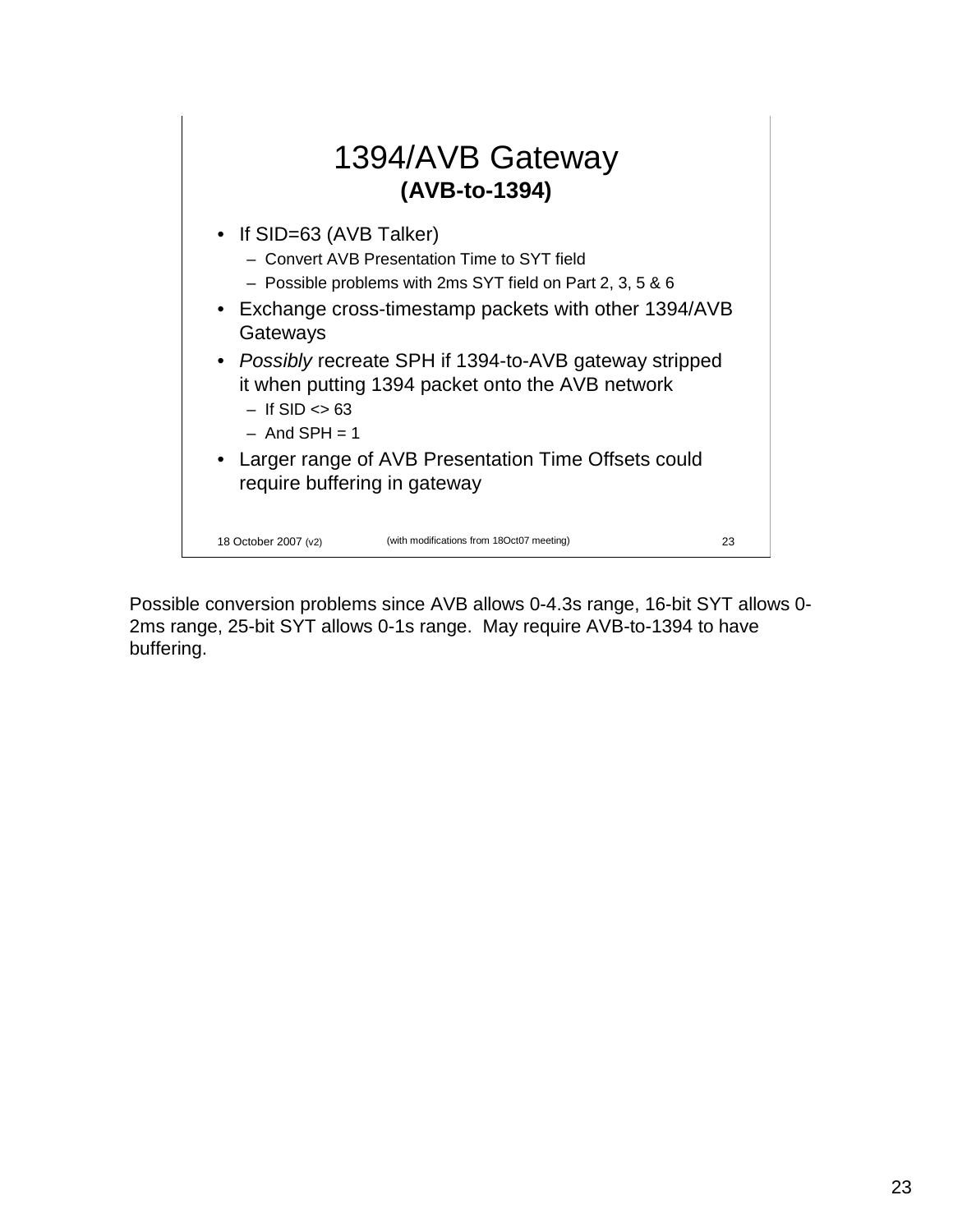# 1394/AVB Gateway

**(AVB-to-1394)**

- If SID=63 (AVB Talker)
  - Convert AVB Presentation Time to SYT field
  - Possible problems with 2ms SYT field on Part 2, 3, 5 & 6
- Exchange cross-timestamp packets with other 1394/AVB Gateways
- *Possibly* recreate SPH if 1394-to-AVB gateway stripped it when putting 1394 packet onto the AVB network
  - If SID <> 63
  - And SPH = 1
- Larger range of AVB Presentation Time Offsets could require buffering in gateway

18 October 2007 (v2) (with modifications from 18Oct07 meeting)

Possible conversion problems since AVB allows 0-4.3s range, 16-bit SYT allows 0-2ms range, 25-bit SYT allows 0-1s range. May require AVB-to-1394 to have buffering.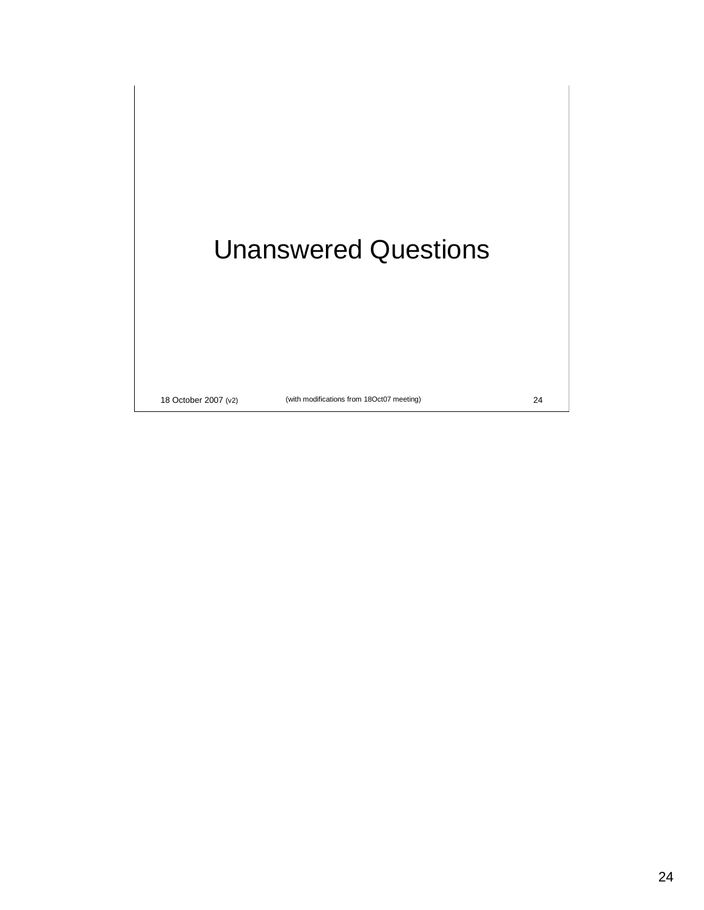# Unanswered Questions

18 October 2007 (v2) (with modifications from 18Oct07 meeting)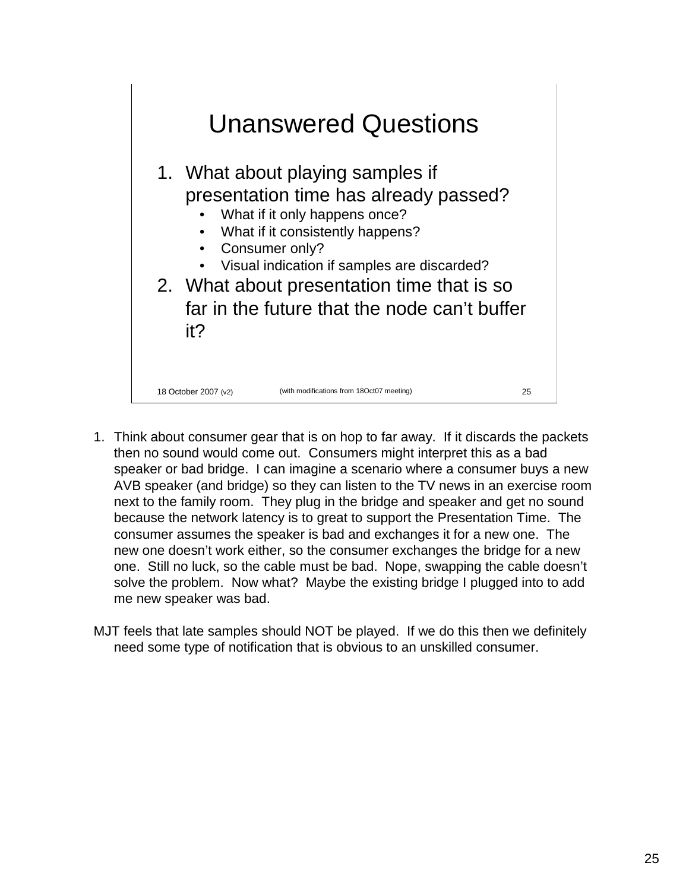# Unanswered Questions

1. What about playing samples if presentation time has already passed?
   - What if it only happens once?
   - What if it consistently happens?
   - Consumer only?
   - Visual indication if samples are discarded?
2. What about presentation time that is so far in the future that the node can't buffer it?

18 October 2007 (v2) (with modifications from 18Oct07 meeting)

1. Think about consumer gear that is on hop to far away. If it discards the packets then no sound would come out. Consumers might interpret this as a bad speaker or bad bridge. I can imagine a scenario where a consumer buys a new AVB speaker (and bridge) so they can listen to the TV news in an exercise room next to the family room. They plug in the bridge and speaker and get no sound because the network latency is to great to support the Presentation Time. The consumer assumes the speaker is bad and exchanges it for a new one. The new one doesn't work either, so the consumer exchanges the bridge for a new one. Still no luck, so the cable must be bad. Nope, swapping the cable doesn't solve the problem. Now what? Maybe the existing bridge I plugged into to add me new speaker was bad.

MJT feels that late samples should NOT be played. If we do this then we definitely need some type of notification that is obvious to an unskilled consumer.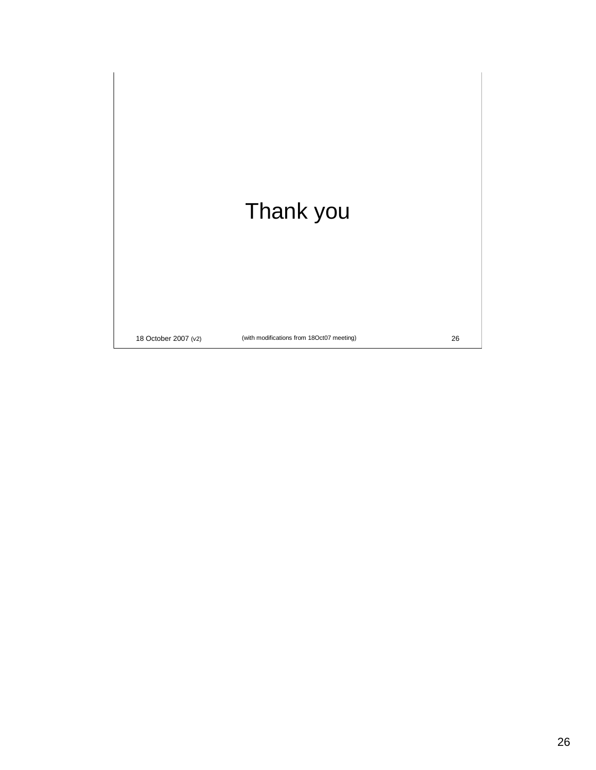# Thank you

18 October 2007 (v2) (with modifications from 18Oct07 meeting)